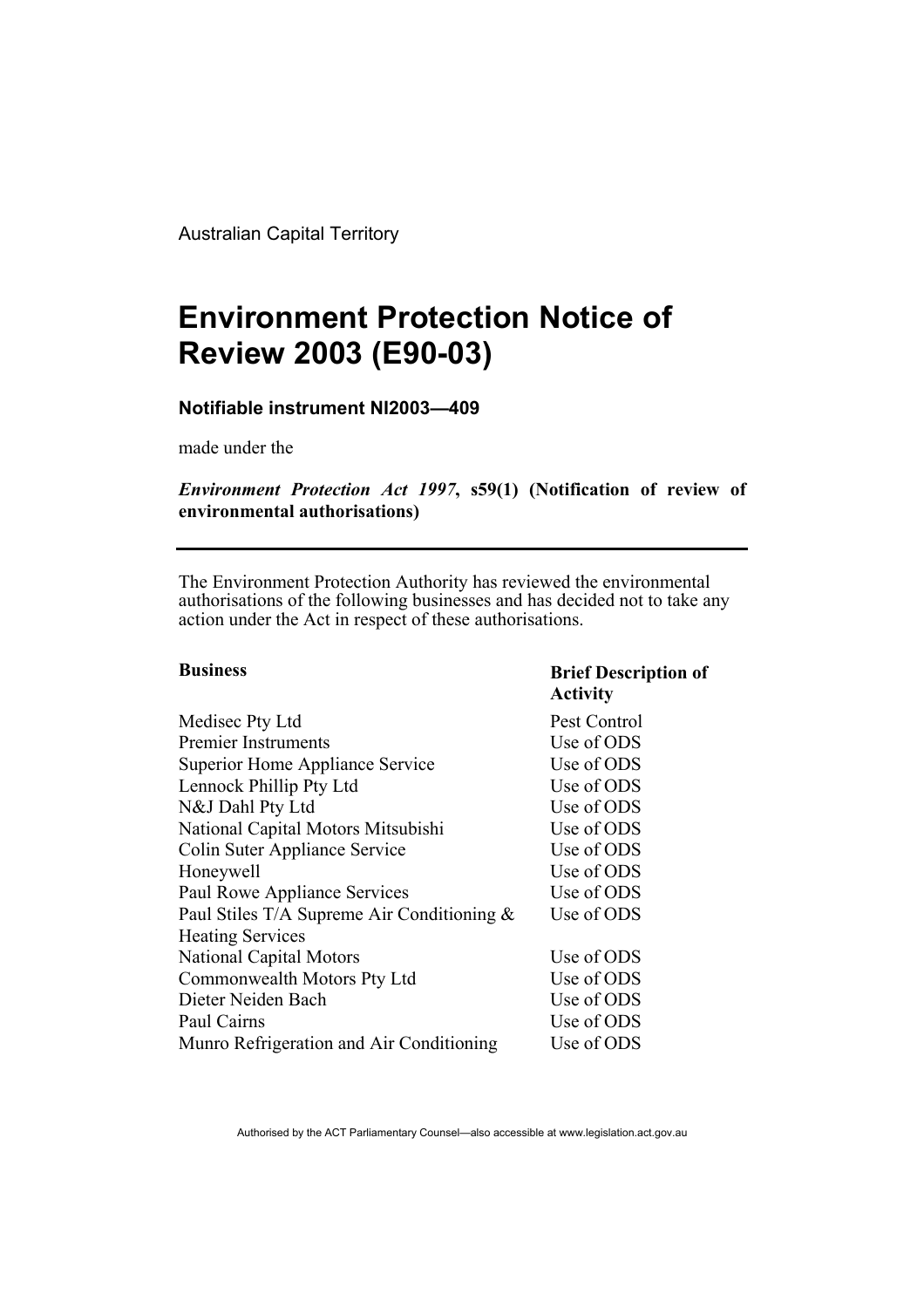Australian Capital Territory

# Environment Protection Notice of Review 2003 (E90-03)

**Notifiable instrument NI2003—409**

made under the

***Environment Protection Act 1997*, s59(1) (Notification of review of environmental authorisations)**

---

The Environment Protection Authority has reviewed the environmental authorisations of the following businesses and has decided not to take any action under the Act in respect of these authorisations.

| **Business** | **Brief Description of Activity** |
|---|---|
| Medisec Pty Ltd | Pest Control |
| Premier Instruments | Use of ODS |
| Superior Home Appliance Service | Use of ODS |
| Lennock Phillip Pty Ltd | Use of ODS |
| N&J Dahl Pty Ltd | Use of ODS |
| National Capital Motors Mitsubishi | Use of ODS |
| Colin Suter Appliance Service | Use of ODS |
| Honeywell | Use of ODS |
| Paul Rowe Appliance Services | Use of ODS |
| Paul Stiles T/A Supreme Air Conditioning & Heating Services | Use of ODS |
| National Capital Motors | Use of ODS |
| Commonwealth Motors Pty Ltd | Use of ODS |
| Dieter Neiden Bach | Use of ODS |
| Paul Cairns | Use of ODS |
| Munro Refrigeration and Air Conditioning | Use of ODS |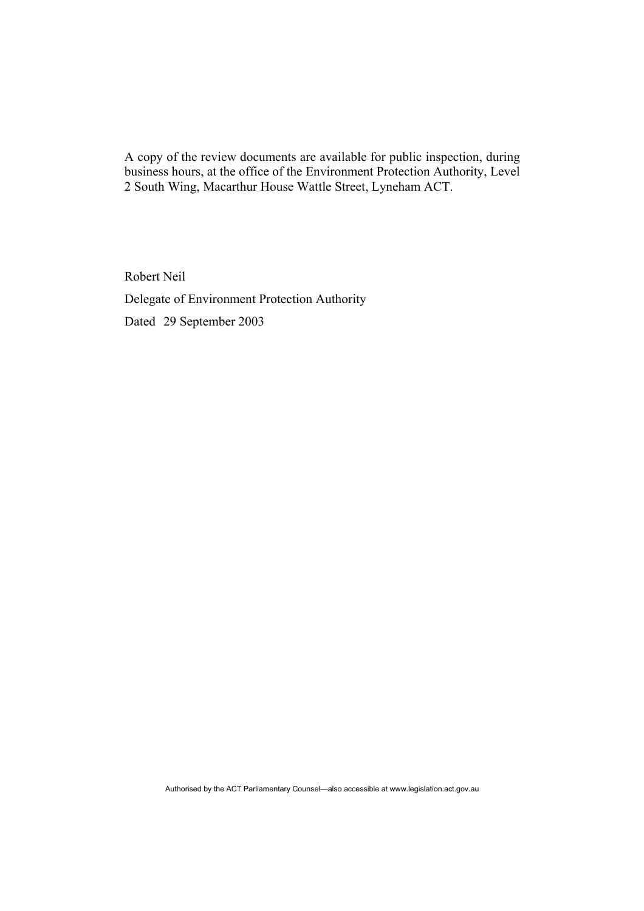A copy of the review documents are available for public inspection, during business hours, at the office of the Environment Protection Authority, Level 2 South Wing, Macarthur House Wattle Street, Lyneham ACT.

Robert Neil

Delegate of Environment Protection Authority

Dated 29 September 2003